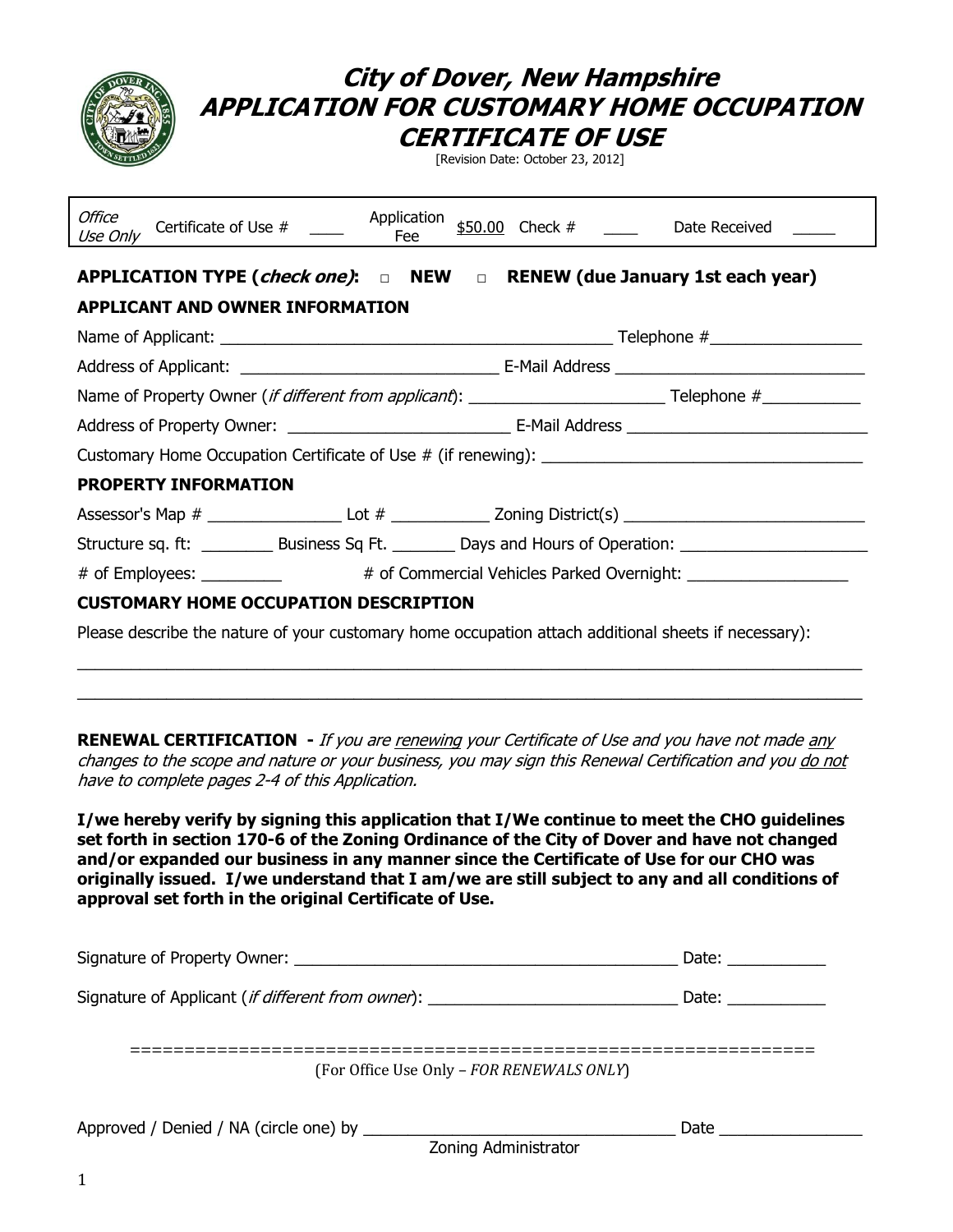# City of Dover, New Hampshire
# APPLICATION FOR CUSTOMARY HOME OCCUPATION CERTIFICATE OF USE

[Revision Date: October 23, 2012]

| *Office Use Only* | Certificate of Use # ____ | Application Fee | $50.00 | Check # ____ | Date Received _____ |
|---|---|---|---|---|---|

**APPLICATION TYPE (*check one*):** □ **NEW** □ **RENEW (due January 1st each year)**

**APPLICANT AND OWNER INFORMATION**

Name of Applicant: ___________________________________________ Telephone #________________

Address of Applicant: ____________________________ E-Mail Address ____________________________

Name of Property Owner (*if different from applicant*): ______________________ Telephone #___________

Address of Property Owner: ________________________ E-Mail Address __________________________

Customary Home Occupation Certificate of Use # (if renewing): ___________________________________

**PROPERTY INFORMATION**

Assessor's Map # _______________ Lot # ___________ Zoning District(s) __________________________

Structure sq. ft: ________ Business Sq Ft. _______ Days and Hours of Operation: _____________________

# of Employees: _________ # of Commercial Vehicles Parked Overnight: _________________

**CUSTOMARY HOME OCCUPATION DESCRIPTION**

Please describe the nature of your customary home occupation attach additional sheets if necessary):

_____________________________________________________________________________________

_____________________________________________________________________________________

**RENEWAL CERTIFICATION -** *If you are renewing your Certificate of Use and you have not made any changes to the scope and nature or your business, you may sign this Renewal Certification and you do not have to complete pages 2-4 of this Application.*

**I/we hereby verify by signing this application that I/We continue to meet the CHO guidelines set forth in section 170-6 of the Zoning Ordinance of the City of Dover and have not changed and/or expanded our business in any manner since the Certificate of Use for our CHO was originally issued. I/we understand that I am/we are still subject to any and all conditions of approval set forth in the original Certificate of Use.**

Signature of Property Owner: ___________________________________________ Date: ___________

Signature of Applicant (*if different from owner*): ____________________________ Date: ___________

==============================================================

(For Office Use Only – *FOR RENEWALS ONLY*)

Approved / Denied / NA (circle one) by ___________________________________ Date _______________

Zoning Administrator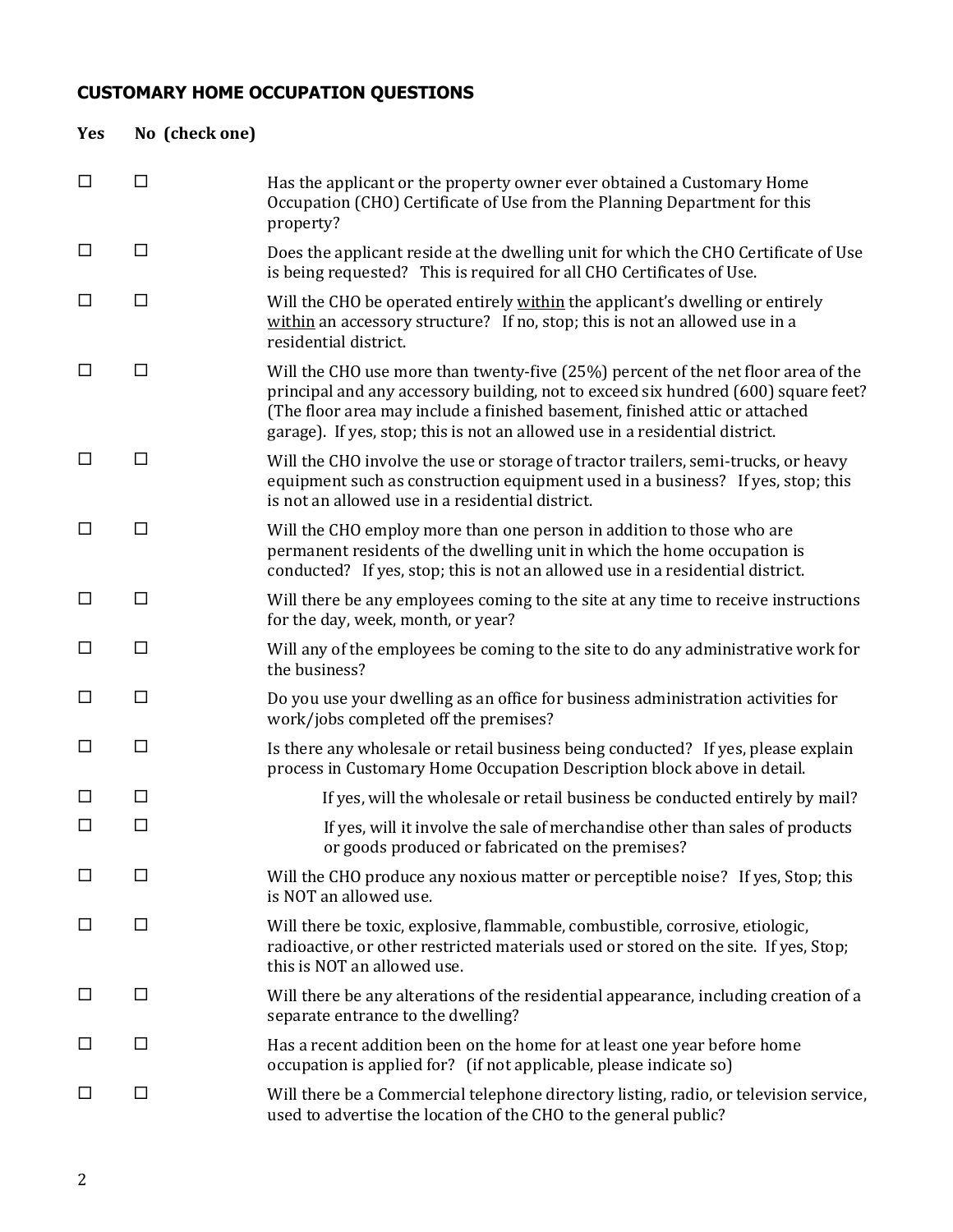## CUSTOMARY HOME OCCUPATION QUESTIONS

| Yes | No (check one) | |
|---|---|---|
| ☐ | ☐ | Has the applicant or the property owner ever obtained a Customary Home Occupation (CHO) Certificate of Use from the Planning Department for this property? |
| ☐ | ☐ | Does the applicant reside at the dwelling unit for which the CHO Certificate of Use is being requested? This is required for all CHO Certificates of Use. |
| ☐ | ☐ | Will the CHO be operated entirely <u>within</u> the applicant's dwelling or entirely <u>within</u> an accessory structure? If no, stop; this is not an allowed use in a residential district. |
| ☐ | ☐ | Will the CHO use more than twenty-five (25%) percent of the net floor area of the principal and any accessory building, not to exceed six hundred (600) square feet? (The floor area may include a finished basement, finished attic or attached garage). If yes, stop; this is not an allowed use in a residential district. |
| ☐ | ☐ | Will the CHO involve the use or storage of tractor trailers, semi-trucks, or heavy equipment such as construction equipment used in a business? If yes, stop; this is not an allowed use in a residential district. |
| ☐ | ☐ | Will the CHO employ more than one person in addition to those who are permanent residents of the dwelling unit in which the home occupation is conducted? If yes, stop; this is not an allowed use in a residential district. |
| ☐ | ☐ | Will there be any employees coming to the site at any time to receive instructions for the day, week, month, or year? |
| ☐ | ☐ | Will any of the employees be coming to the site to do any administrative work for the business? |
| ☐ | ☐ | Do you use your dwelling as an office for business administration activities for work/jobs completed off the premises? |
| ☐ | ☐ | Is there any wholesale or retail business being conducted? If yes, please explain process in Customary Home Occupation Description block above in detail. |
| ☐ | ☐ | If yes, will the wholesale or retail business be conducted entirely by mail? |
| ☐ | ☐ | If yes, will it involve the sale of merchandise other than sales of products or goods produced or fabricated on the premises? |
| ☐ | ☐ | Will the CHO produce any noxious matter or perceptible noise? If yes, Stop; this is NOT an allowed use. |
| ☐ | ☐ | Will there be toxic, explosive, flammable, combustible, corrosive, etiologic, radioactive, or other restricted materials used or stored on the site. If yes, Stop; this is NOT an allowed use. |
| ☐ | ☐ | Will there be any alterations of the residential appearance, including creation of a separate entrance to the dwelling? |
| ☐ | ☐ | Has a recent addition been on the home for at least one year before home occupation is applied for? (if not applicable, please indicate so) |
| ☐ | ☐ | Will there be a Commercial telephone directory listing, radio, or television service, used to advertise the location of the CHO to the general public? |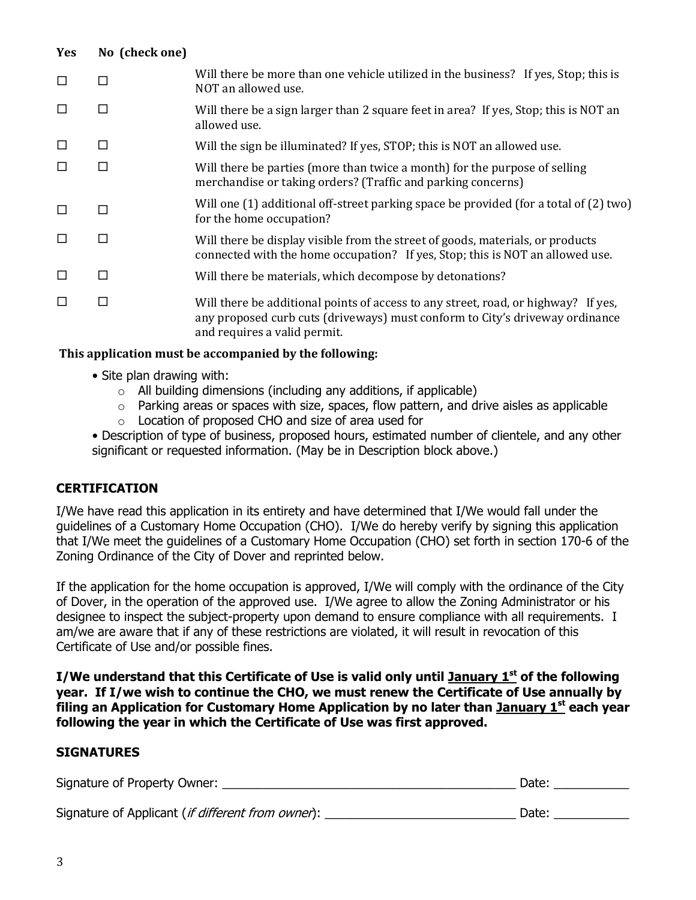| Yes | No (check one) | |
|---|---|---|
| ☐ | ☐ | Will there be more than one vehicle utilized in the business? If yes, Stop; this is NOT an allowed use. |
| ☐ | ☐ | Will there be a sign larger than 2 square feet in area? If yes, Stop; this is NOT an allowed use. |
| ☐ | ☐ | Will the sign be illuminated? If yes, STOP; this is NOT an allowed use. |
| ☐ | ☐ | Will there be parties (more than twice a month) for the purpose of selling merchandise or taking orders? (Traffic and parking concerns) |
| ☐ | ☐ | Will one (1) additional off-street parking space be provided (for a total of (2) two) for the home occupation? |
| ☐ | ☐ | Will there be display visible from the street of goods, materials, or products connected with the home occupation? If yes, Stop; this is NOT an allowed use. |
| ☐ | ☐ | Will there be materials, which decompose by detonations? |
| ☐ | ☐ | Will there be additional points of access to any street, road, or highway? If yes, any proposed curb cuts (driveways) must conform to City's driveway ordinance and requires a valid permit. |

**This application must be accompanied by the following:**

- Site plan drawing with:
  - All building dimensions (including any additions, if applicable)
  - Parking areas or spaces with size, spaces, flow pattern, and drive aisles as applicable
  - Location of proposed CHO and size of area used for
- Description of type of business, proposed hours, estimated number of clientele, and any other significant or requested information. (May be in Description block above.)

## CERTIFICATION

I/We have read this application in its entirety and have determined that I/We would fall under the guidelines of a Customary Home Occupation (CHO). I/We do hereby verify by signing this application that I/We meet the guidelines of a Customary Home Occupation (CHO) set forth in section 170-6 of the Zoning Ordinance of the City of Dover and reprinted below.

If the application for the home occupation is approved, I/We will comply with the ordinance of the City of Dover, in the operation of the approved use. I/We agree to allow the Zoning Administrator or his designee to inspect the subject-property upon demand to ensure compliance with all requirements. I am/we are aware that if any of these restrictions are violated, it will result in revocation of this Certificate of Use and/or possible fines.

**I/We understand that this Certificate of Use is valid only until <u>January 1st</u> of the following year. If I/we wish to continue the CHO, we must renew the Certificate of Use annually by filing an Application for Customary Home Application by no later than <u>January 1st</u> each year following the year in which the Certificate of Use was first approved.**

## SIGNATURES

Signature of Property Owner: ____________________________________________ Date: ___________

Signature of Applicant (*if different from owner*): ____________________________ Date: ___________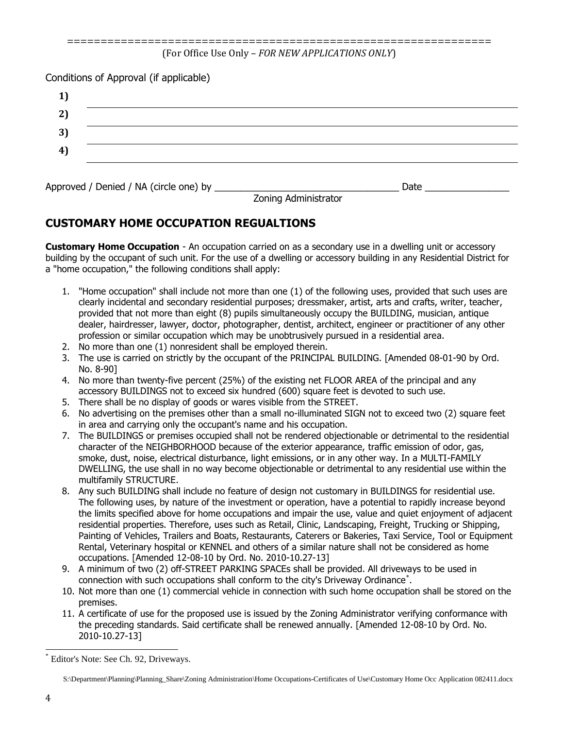=================================================================

(For Office Use Only – *FOR NEW APPLICATIONS ONLY*)

Conditions of Approval (if applicable)

**1)** ____________________________________________________________________________

**2)** ____________________________________________________________________________

**3)** ____________________________________________________________________________

**4)** ____________________________________________________________________________

Approved / Denied / NA (circle one) by ___________________________________ Date ________________

Zoning Administrator

## CUSTOMARY HOME OCCUPATION REGUALTIONS

**Customary Home Occupation** - An occupation carried on as a secondary use in a dwelling unit or accessory building by the occupant of such unit. For the use of a dwelling or accessory building in any Residential District for a "home occupation," the following conditions shall apply:

1. "Home occupation" shall include not more than one (1) of the following uses, provided that such uses are clearly incidental and secondary residential purposes; dressmaker, artist, arts and crafts, writer, teacher, provided that not more than eight (8) pupils simultaneously occupy the BUILDING, musician, antique dealer, hairdresser, lawyer, doctor, photographer, dentist, architect, engineer or practitioner of any other profession or similar occupation which may be unobtrusively pursued in a residential area.
2. No more than one (1) nonresident shall be employed therein.
3. The use is carried on strictly by the occupant of the PRINCIPAL BUILDING. [Amended 08-01-90 by Ord. No. 8-90]
4. No more than twenty-five percent (25%) of the existing net FLOOR AREA of the principal and any accessory BUILDINGS not to exceed six hundred (600) square feet is devoted to such use.
5. There shall be no display of goods or wares visible from the STREET.
6. No advertising on the premises other than a small no-illuminated SIGN not to exceed two (2) square feet in area and carrying only the occupant's name and his occupation.
7. The BUILDINGS or premises occupied shall not be rendered objectionable or detrimental to the residential character of the NEIGHBORHOOD because of the exterior appearance, traffic emission of odor, gas, smoke, dust, noise, electrical disturbance, light emissions, or in any other way. In a MULTI-FAMILY DWELLING, the use shall in no way become objectionable or detrimental to any residential use within the multifamily STRUCTURE.
8. Any such BUILDING shall include no feature of design not customary in BUILDINGS for residential use. The following uses, by nature of the investment or operation, have a potential to rapidly increase beyond the limits specified above for home occupations and impair the use, value and quiet enjoyment of adjacent residential properties. Therefore, uses such as Retail, Clinic, Landscaping, Freight, Trucking or Shipping, Painting of Vehicles, Trailers and Boats, Restaurants, Caterers or Bakeries, Taxi Service, Tool or Equipment Rental, Veterinary hospital or KENNEL and others of a similar nature shall not be considered as home occupations. [Amended 12-08-10 by Ord. No. 2010-10.27-13]
9. A minimum of two (2) off-STREET PARKING SPACEs shall be provided. All driveways to be used in connection with such occupations shall conform to the city's Driveway Ordinance[*].
10. Not more than one (1) commercial vehicle in connection with such home occupation shall be stored on the premises.
11. A certificate of use for the proposed use is issued by the Zoning Administrator verifying conformance with the preceding standards. Said certificate shall be renewed annually. [Amended 12-08-10 by Ord. No. 2010-10.27-13]

---

[*] Editor's Note: See Ch. 92, Driveways.

S:\Department\Planning\Planning_Share\Zoning Administration\Home Occupations-Certificates of Use\Customary Home Occ Application 082411.docx